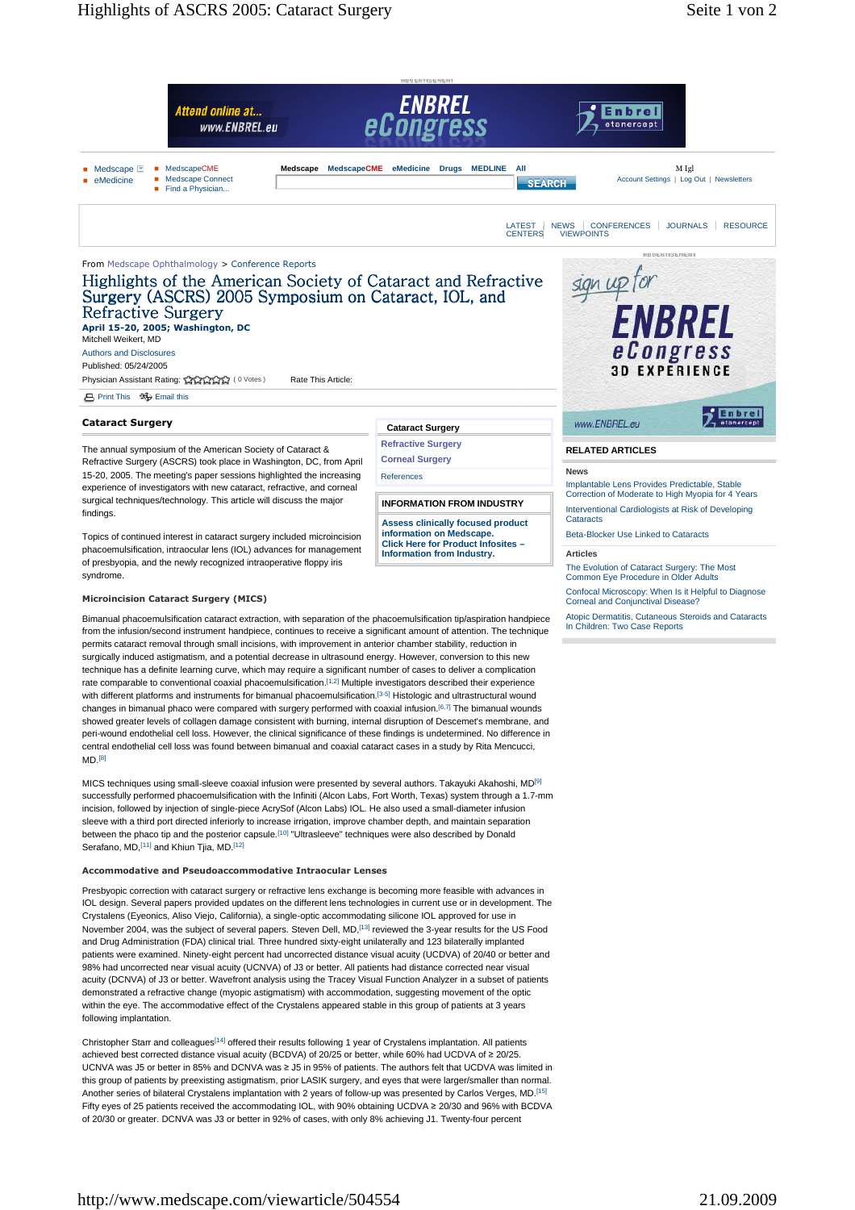From Medscape Ophthalmology > Conference Reports

# Highlights of the American Society of Cataract and Refractive Surgery (ASCRS) 2005 Symposium on Cataract, IOL, and Refractive Surgery

**April 15-20, 2005; Washington, DC**

Mitchell Weikert, MD

Authors and Disclosures

Published: 05/24/2005

## Cataract Surgery

The annual symposium of the American Society of Cataract & Refractive Surgery (ASCRS) took place in Washington, DC, from April 15-20, 2005. The meeting's paper sessions highlighted the increasing experience of investigators with new cataract, refractive, and corneal surgical techniques/technology. This article will discuss the major findings.

Topics of continued interest in cataract surgery included microincision phacoemulsification, intraocular lens (IOL) advances for management of presbyopia, and the newly recognized intraoperative floppy iris syndrome.

### Microincision Cataract Surgery (MICS)

Bimanual phacoemulsification cataract extraction, with separation of the phacoemulsification tip/aspiration handpiece from the infusion/second instrument handpiece, continues to receive a significant amount of attention. The technique permits cataract removal through small incisions, with improvement in anterior chamber stability, reduction in surgically induced astigmatism, and a potential decrease in ultrasound energy. However, conversion to this new technique has a definite learning curve, which may require a significant number of cases to deliver a complication rate comparable to conventional coaxial phacoemulsification.[1,2] Multiple investigators described their experience with different platforms and instruments for bimanual phacoemulsification.[3-5] Histologic and ultrastructural wound changes in bimanual phaco were compared with surgery performed with coaxial infusion.[6,7] The bimanual wounds showed greater levels of collagen damage consistent with burning, internal disruption of Descemet's membrane, and peri-wound endothelial cell loss. However, the clinical significance of these findings is undetermined. No difference in central endothelial cell loss was found between bimanual and coaxial cataract cases in a study by Rita Mencucci, MD.[8]

MICS techniques using small-sleeve coaxial infusion were presented by several authors. Takayuki Akahoshi, MD[9] successfully performed phacoemulsification with the Infiniti (Alcon Labs, Fort Worth, Texas) system through a 1.7-mm incision, followed by injection of single-piece AcrySof (Alcon Labs) IOL. He also used a small-diameter infusion sleeve with a third port directed inferiorly to increase irrigation, improve chamber depth, and maintain separation between the phaco tip and the posterior capsule.[10] "Ultrasleeve" techniques were also described by Donald Serafano, MD,[11] and Khiun Tjia, MD.[12]

### Accommodative and Pseudoaccommodative Intraocular Lenses

Presbyopic correction with cataract surgery or refractive lens exchange is becoming more feasible with advances in IOL design. Several papers provided updates on the different lens technologies in current use or in development. The Crystalens (Eyeonics, Aliso Viejo, California), a single-optic accommodating silicone IOL approved for use in November 2004, was the subject of several papers. Steven Dell, MD,[13] reviewed the 3-year results for the US Food and Drug Administration (FDA) clinical trial. Three hundred sixty-eight unilaterally and 123 bilaterally implanted patients were examined. Ninety-eight percent had uncorrected distance visual acuity (UCDVA) of 20/40 or better and 98% had uncorrected near visual acuity (UCNVA) of J3 or better. All patients had distance corrected near visual acuity (DCNVA) of J3 or better. Wavefront analysis using the Tracey Visual Function Analyzer in a subset of patients demonstrated a refractive change (myopic astigmatism) with accommodation, suggesting movement of the optic within the eye. The accommodative effect of the Crystalens appeared stable in this group of patients at 3 years following implantation.

Christopher Starr and colleagues[14] offered their results following 1 year of Crystalens implantation. All patients achieved best corrected distance visual acuity (BCDVA) of 20/25 or better, while 60% had UCDVA of ≥ 20/25. UCNVA was J5 or better in 85% and DCNVA was ≥ J5 in 95% of patients. The authors felt that UCDVA was limited in this group of patients by preexisting astigmatism, prior LASIK surgery, and eyes that were larger/smaller than normal. Another series of bilateral Crystalens implantation with 2 years of follow-up was presented by Carlos Verges, MD.[15] Fifty eyes of 25 patients received the accommodating IOL, with 90% obtaining UCDVA ≥ 20/30 and 96% with BCDVA of 20/30 or greater. DCNVA was J3 or better in 92% of cases, with only 8% achieving J1. Twenty-four percent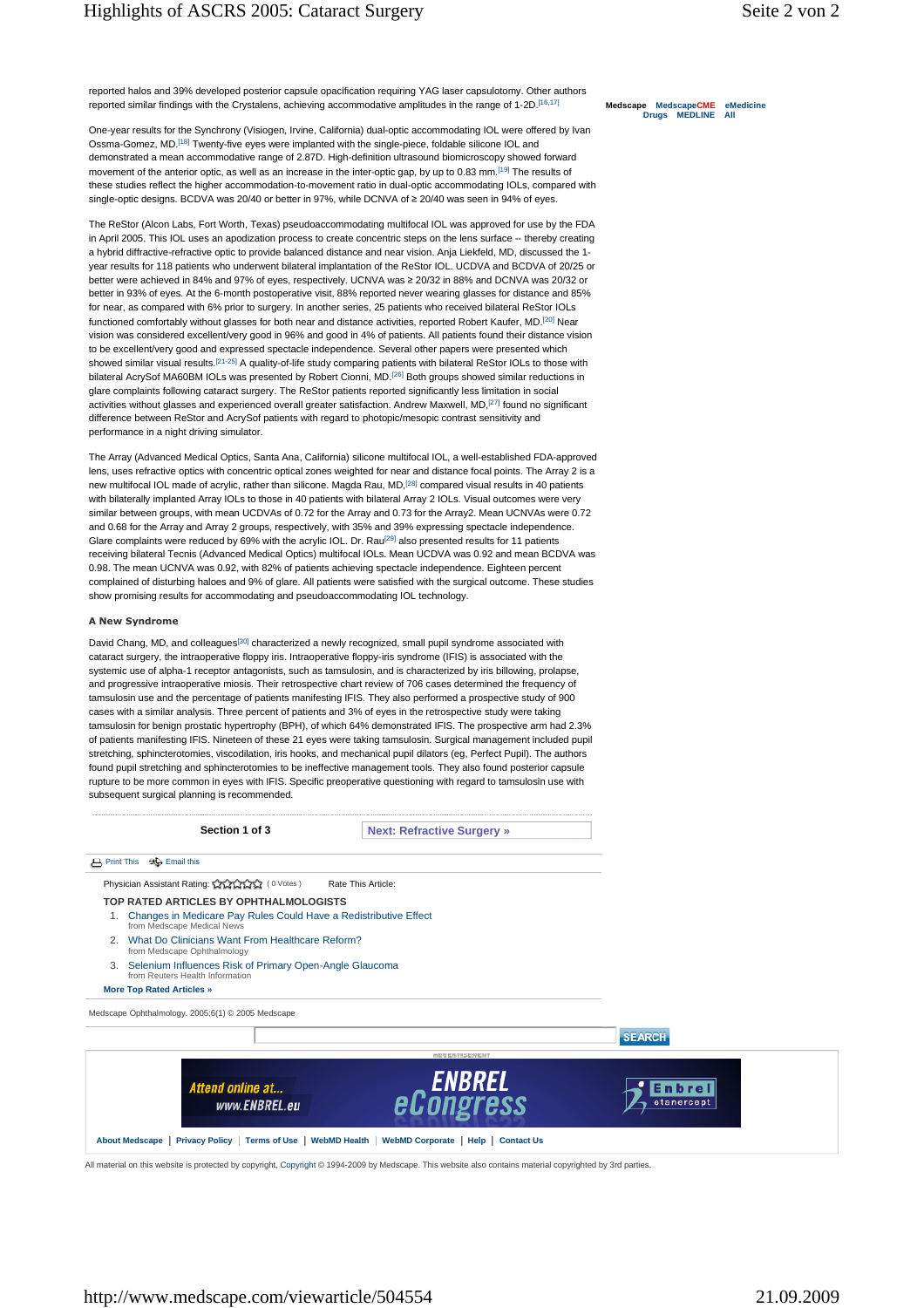reported halos and 39% developed posterior capsule opacification requiring YAG laser capsulotomy. Other authors reported similar findings with the Crystalens, achieving accommodative amplitudes in the range of 1-2D.[16,17]

One-year results for the Synchrony (Visiogen, Irvine, California) dual-optic accommodating IOL were offered by Ivan Ossma-Gomez, MD.[18] Twenty-five eyes were implanted with the single-piece, foldable silicone IOL and demonstrated a mean accommodative range of 2.87D. High-definition ultrasound biomicroscopy showed forward movement of the anterior optic, as well as an increase in the inter-optic gap, by up to 0.83 mm.[19] The results of these studies reflect the higher accommodation-to-movement ratio in dual-optic accommodating IOLs, compared with single-optic designs. BCDVA was 20/40 or better in 97%, while DCNVA of ≥ 20/40 was seen in 94% of eyes.

The ReStor (Alcon Labs, Fort Worth, Texas) pseudoaccommodating multifocal IOL was approved for use by the FDA in April 2005. This IOL uses an apodization process to create concentric steps on the lens surface -- thereby creating a hybrid diffractive-refractive optic to provide balanced distance and near vision. Anja Liekfeld, MD, discussed the 1-year results for 118 patients who underwent bilateral implantation of the ReStor IOL. UCDVA and BCDVA of 20/25 or better were achieved in 84% and 97% of eyes, respectively. UCNVA was ≥ 20/32 in 88% and DCNVA was 20/32 or better in 93% of eyes. At the 6-month postoperative visit, 88% reported never wearing glasses for distance and 85% for near, as compared with 6% prior to surgery. In another series, 25 patients who received bilateral ReStor IOLs functioned comfortably without glasses for both near and distance activities, reported Robert Kaufer, MD.[20] Near vision was considered excellent/very good in 96% and good in 4% of patients. All patients found their distance vision to be excellent/very good and expressed spectacle independence. Several other papers were presented which showed similar visual results.[21-25] A quality-of-life study comparing patients with bilateral ReStor IOLs to those with bilateral AcrySof MA60BM IOLs was presented by Robert Cionni, MD.[26] Both groups showed similar reductions in glare complaints following cataract surgery. The ReStor patients reported significantly less limitation in social activities without glasses and experienced overall greater satisfaction. Andrew Maxwell, MD,[27] found no significant difference between ReStor and AcrySof patients with regard to photopic/mesopic contrast sensitivity and performance in a night driving simulator.

The Array (Advanced Medical Optics, Santa Ana, California) silicone multifocal IOL, a well-established FDA-approved lens, uses refractive optics with concentric optical zones weighted for near and distance focal points. The Array 2 is a new multifocal IOL made of acrylic, rather than silicone. Magda Rau, MD,[28] compared visual results in 40 patients with bilaterally implanted Array IOLs to those in 40 patients with bilateral Array 2 IOLs. Visual outcomes were very similar between groups, with mean UCDVAs of 0.72 for the Array and 0.73 for the Array2. Mean UCNVAs were 0.72 and 0.68 for the Array and Array 2 groups, respectively, with 35% and 39% expressing spectacle independence. Glare complaints were reduced by 69% with the acrylic IOL. Dr. Rau[29] also presented results for 11 patients receiving bilateral Tecnis (Advanced Medical Optics) multifocal IOLs. Mean UCDVA was 0.92 and mean BCDVA was 0.98. The mean UCNVA was 0.92, with 82% of patients achieving spectacle independence. Eighteen percent complained of disturbing haloes and 9% of glare. All patients were satisfied with the surgical outcome. These studies show promising results for accommodating and pseudoaccommodating IOL technology.

### A New Syndrome

David Chang, MD, and colleagues[30] characterized a newly recognized, small pupil syndrome associated with cataract surgery, the intraoperative floppy iris. Intraoperative floppy-iris syndrome (IFIS) is associated with the systemic use of alpha-1 receptor antagonists, such as tamsulosin, and is characterized by iris billowing, prolapse, and progressive intraoperative miosis. Their retrospective chart review of 706 cases determined the frequency of tamsulosin use and the percentage of patients manifesting IFIS. They also performed a prospective study of 900 cases with a similar analysis. Three percent of patients and 3% of eyes in the retrospective study were taking tamsulosin for benign prostatic hypertrophy (BPH), of which 64% demonstrated IFIS. The prospective arm had 2.3% of patients manifesting IFIS. Nineteen of these 21 eyes were taking tamsulosin. Surgical management included pupil stretching, sphincterotomies, viscodilation, iris hooks, and mechanical pupil dilators (eg, Perfect Pupil). The authors found pupil stretching and sphincterotomies to be ineffective management tools. They also found posterior capsule rupture to be more common in eyes with IFIS. Specific preoperative questioning with regard to tamsulosin use with subsequent surgical planning is recommended.

Medscape Ophthalmology. 2005;6(1) © 2005 Medscape